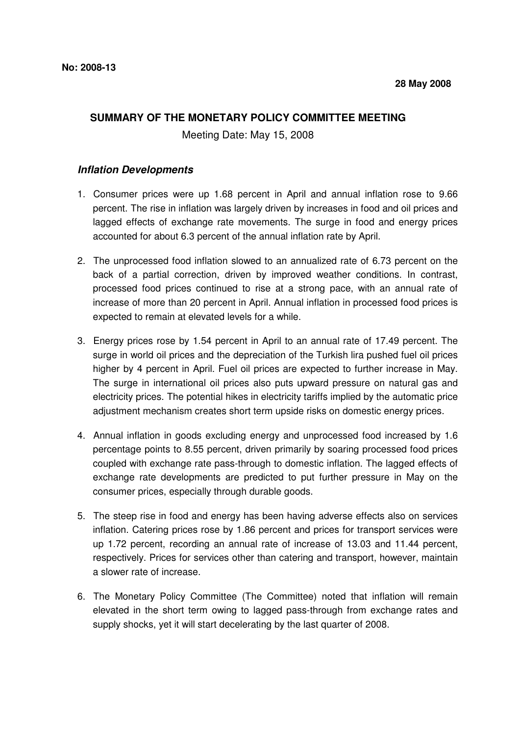**No: 2008-13**

**28 May 2008**

## SUMMARY OF THE MONETARY POLICY COMMITTEE MEETING

Meeting Date: May 15, 2008

### *Inflation Developments*

1. Consumer prices were up 1.68 percent in April and annual inflation rose to 9.66 percent. The rise in inflation was largely driven by increases in food and oil prices and lagged effects of exchange rate movements. The surge in food and energy prices accounted for about 6.3 percent of the annual inflation rate by April.

2. The unprocessed food inflation slowed to an annualized rate of 6.73 percent on the back of a partial correction, driven by improved weather conditions. In contrast, processed food prices continued to rise at a strong pace, with an annual rate of increase of more than 20 percent in April. Annual inflation in processed food prices is expected to remain at elevated levels for a while.

3. Energy prices rose by 1.54 percent in April to an annual rate of 17.49 percent. The surge in world oil prices and the depreciation of the Turkish lira pushed fuel oil prices higher by 4 percent in April. Fuel oil prices are expected to further increase in May. The surge in international oil prices also puts upward pressure on natural gas and electricity prices. The potential hikes in electricity tariffs implied by the automatic price adjustment mechanism creates short term upside risks on domestic energy prices.

4. Annual inflation in goods excluding energy and unprocessed food increased by 1.6 percentage points to 8.55 percent, driven primarily by soaring processed food prices coupled with exchange rate pass-through to domestic inflation. The lagged effects of exchange rate developments are predicted to put further pressure in May on the consumer prices, especially through durable goods.

5. The steep rise in food and energy has been having adverse effects also on services inflation. Catering prices rose by 1.86 percent and prices for transport services were up 1.72 percent, recording an annual rate of increase of 13.03 and 11.44 percent, respectively. Prices for services other than catering and transport, however, maintain a slower rate of increase.

6. The Monetary Policy Committee (The Committee) noted that inflation will remain elevated in the short term owing to lagged pass-through from exchange rates and supply shocks, yet it will start decelerating by the last quarter of 2008.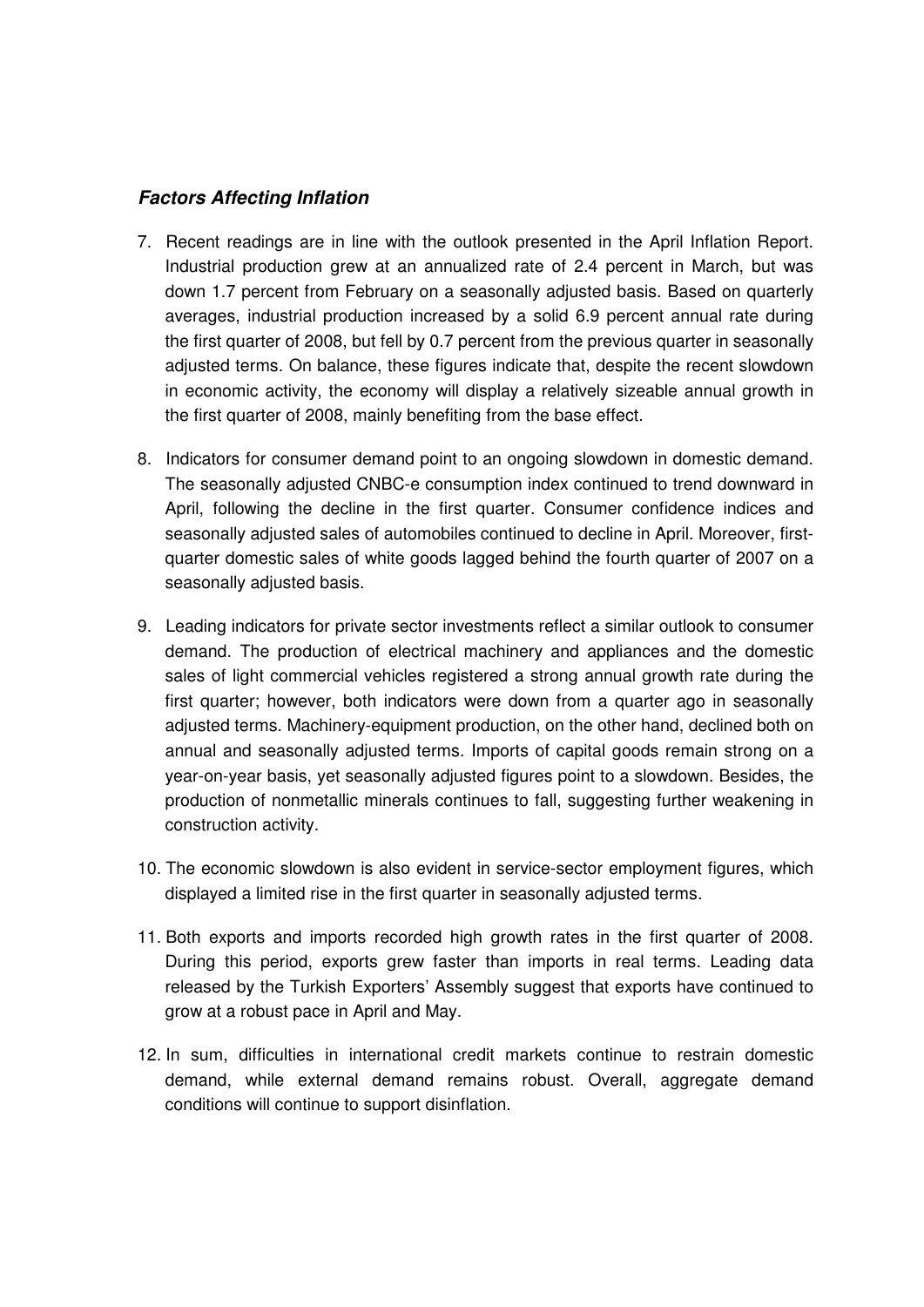### ***Factors Affecting Inflation***

7. Recent readings are in line with the outlook presented in the April Inflation Report. Industrial production grew at an annualized rate of 2.4 percent in March, but was down 1.7 percent from February on a seasonally adjusted basis. Based on quarterly averages, industrial production increased by a solid 6.9 percent annual rate during the first quarter of 2008, but fell by 0.7 percent from the previous quarter in seasonally adjusted terms. On balance, these figures indicate that, despite the recent slowdown in economic activity, the economy will display a relatively sizeable annual growth in the first quarter of 2008, mainly benefiting from the base effect.

8. Indicators for consumer demand point to an ongoing slowdown in domestic demand. The seasonally adjusted CNBC-e consumption index continued to trend downward in April, following the decline in the first quarter. Consumer confidence indices and seasonally adjusted sales of automobiles continued to decline in April. Moreover, first-quarter domestic sales of white goods lagged behind the fourth quarter of 2007 on a seasonally adjusted basis.

9. Leading indicators for private sector investments reflect a similar outlook to consumer demand. The production of electrical machinery and appliances and the domestic sales of light commercial vehicles registered a strong annual growth rate during the first quarter; however, both indicators were down from a quarter ago in seasonally adjusted terms. Machinery-equipment production, on the other hand, declined both on annual and seasonally adjusted terms. Imports of capital goods remain strong on a year-on-year basis, yet seasonally adjusted figures point to a slowdown. Besides, the production of nonmetallic minerals continues to fall, suggesting further weakening in construction activity.

10. The economic slowdown is also evident in service-sector employment figures, which displayed a limited rise in the first quarter in seasonally adjusted terms.

11. Both exports and imports recorded high growth rates in the first quarter of 2008. During this period, exports grew faster than imports in real terms. Leading data released by the Turkish Exporters' Assembly suggest that exports have continued to grow at a robust pace in April and May.

12. In sum, difficulties in international credit markets continue to restrain domestic demand, while external demand remains robust. Overall, aggregate demand conditions will continue to support disinflation.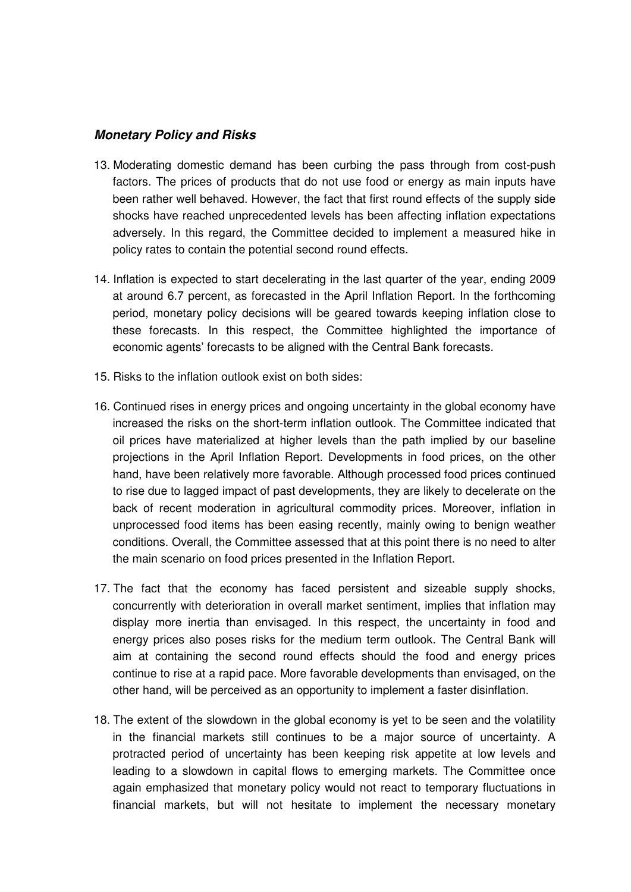### ***Monetary Policy and Risks***

13. Moderating domestic demand has been curbing the pass through from cost-push factors. The prices of products that do not use food or energy as main inputs have been rather well behaved. However, the fact that first round effects of the supply side shocks have reached unprecedented levels has been affecting inflation expectations adversely. In this regard, the Committee decided to implement a measured hike in policy rates to contain the potential second round effects.

14. Inflation is expected to start decelerating in the last quarter of the year, ending 2009 at around 6.7 percent, as forecasted in the April Inflation Report. In the forthcoming period, monetary policy decisions will be geared towards keeping inflation close to these forecasts. In this respect, the Committee highlighted the importance of economic agents' forecasts to be aligned with the Central Bank forecasts.

15. Risks to the inflation outlook exist on both sides:

16. Continued rises in energy prices and ongoing uncertainty in the global economy have increased the risks on the short-term inflation outlook. The Committee indicated that oil prices have materialized at higher levels than the path implied by our baseline projections in the April Inflation Report. Developments in food prices, on the other hand, have been relatively more favorable. Although processed food prices continued to rise due to lagged impact of past developments, they are likely to decelerate on the back of recent moderation in agricultural commodity prices. Moreover, inflation in unprocessed food items has been easing recently, mainly owing to benign weather conditions. Overall, the Committee assessed that at this point there is no need to alter the main scenario on food prices presented in the Inflation Report.

17. The fact that the economy has faced persistent and sizeable supply shocks, concurrently with deterioration in overall market sentiment, implies that inflation may display more inertia than envisaged. In this respect, the uncertainty in food and energy prices also poses risks for the medium term outlook. The Central Bank will aim at containing the second round effects should the food and energy prices continue to rise at a rapid pace. More favorable developments than envisaged, on the other hand, will be perceived as an opportunity to implement a faster disinflation.

18. The extent of the slowdown in the global economy is yet to be seen and the volatility in the financial markets still continues to be a major source of uncertainty. A protracted period of uncertainty has been keeping risk appetite at low levels and leading to a slowdown in capital flows to emerging markets. The Committee once again emphasized that monetary policy would not react to temporary fluctuations in financial markets, but will not hesitate to implement the necessary monetary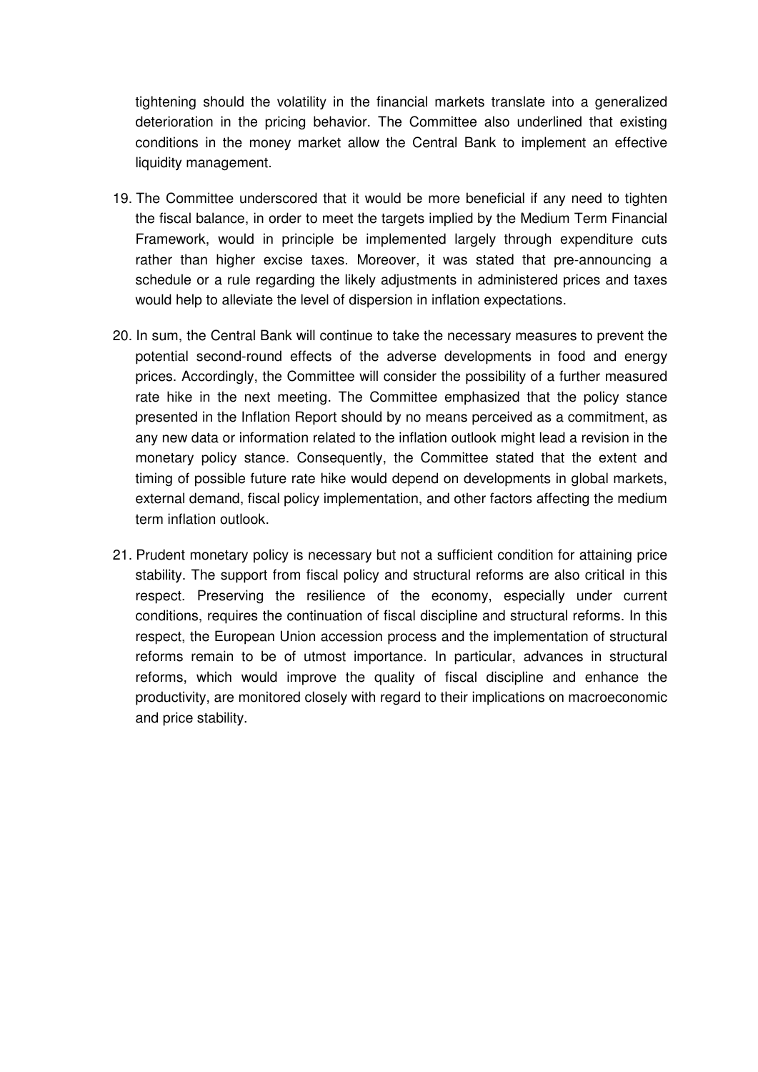tightening should the volatility in the financial markets translate into a generalized deterioration in the pricing behavior. The Committee also underlined that existing conditions in the money market allow the Central Bank to implement an effective liquidity management.

19. The Committee underscored that it would be more beneficial if any need to tighten the fiscal balance, in order to meet the targets implied by the Medium Term Financial Framework, would in principle be implemented largely through expenditure cuts rather than higher excise taxes. Moreover, it was stated that pre-announcing a schedule or a rule regarding the likely adjustments in administered prices and taxes would help to alleviate the level of dispersion in inflation expectations.

20. In sum, the Central Bank will continue to take the necessary measures to prevent the potential second-round effects of the adverse developments in food and energy prices. Accordingly, the Committee will consider the possibility of a further measured rate hike in the next meeting. The Committee emphasized that the policy stance presented in the Inflation Report should by no means perceived as a commitment, as any new data or information related to the inflation outlook might lead a revision in the monetary policy stance. Consequently, the Committee stated that the extent and timing of possible future rate hike would depend on developments in global markets, external demand, fiscal policy implementation, and other factors affecting the medium term inflation outlook.

21. Prudent monetary policy is necessary but not a sufficient condition for attaining price stability. The support from fiscal policy and structural reforms are also critical in this respect. Preserving the resilience of the economy, especially under current conditions, requires the continuation of fiscal discipline and structural reforms. In this respect, the European Union accession process and the implementation of structural reforms remain to be of utmost importance. In particular, advances in structural reforms, which would improve the quality of fiscal discipline and enhance the productivity, are monitored closely with regard to their implications on macroeconomic and price stability.